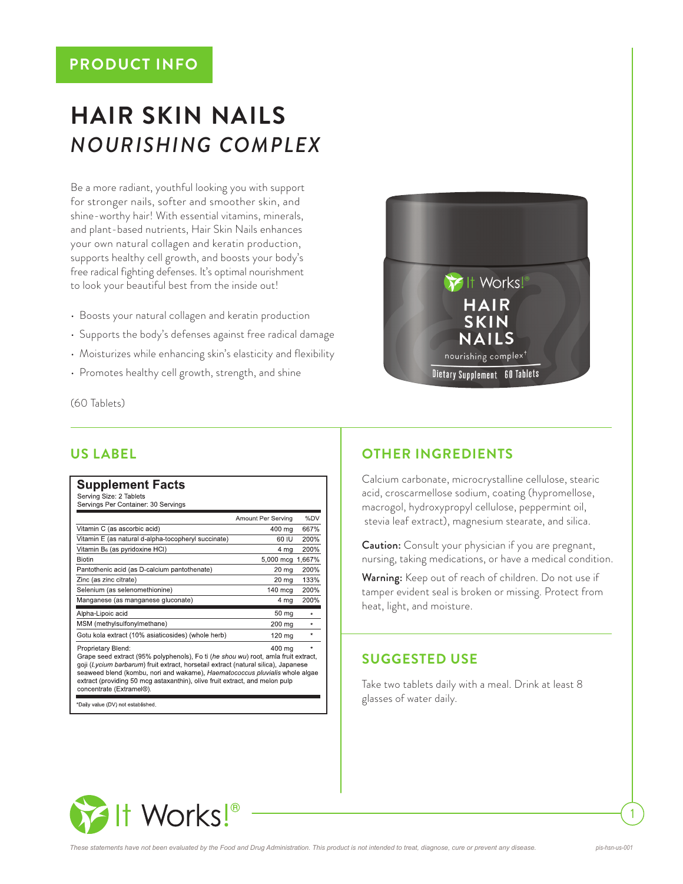PRODUCT INFO

# HAIR SKIN NAILS
## *NOURISHING COMPLEX*

Be a more radiant, youthful looking you with support for stronger nails, softer and smoother skin, and shine-worthy hair! With essential vitamins, minerals, and plant-based nutrients, Hair Skin Nails enhances your own natural collagen and keratin production, supports healthy cell growth, and boosts your body's free radical fighting defenses. It's optimal nourishment to look your beautiful best from the inside out!

- Boosts your natural collagen and keratin production
- Supports the body's defenses against free radical damage
- Moisturizes while enhancing skin's elasticity and flexibility
- Promotes healthy cell growth, strength, and shine

(60 Tablets)

## US LABEL

**Supplement Facts**
Serving Size: 2 Tablets
Servings Per Container: 30 Servings

| | Amount Per Serving | %DV |
|---|---|---|
| Vitamin C (as ascorbic acid) | 400 mg | 667% |
| Vitamin E (as natural d-alpha-tocopheryl succinate) | 60 IU | 200% |
| Vitamin $B_6$ (as pyridoxine HCl) | 4 mg | 200% |
| Biotin | 5,000 mcg | 1,667% |
| Pantothenic acid (as D-calcium pantothenate) | 20 mg | 200% |
| Zinc (as zinc citrate) | 20 mg | 133% |
| Selenium (as selenomethionine) | 140 mcg | 200% |
| Manganese (as manganese gluconate) | 4 mg | 200% |
| Alpha-Lipoic acid | 50 mg | * |
| MSM (methylsulfonylmethane) | 200 mg | * |
| Gotu kola extract (10% asiaticosides) (whole herb) | 120 mg | * |
| Proprietary Blend: Grape seed extract (95% polyphenols), Fo ti (*he shou wu*) root, amla fruit extract, goji (*Lycium barbarum*) fruit extract, horsetail extract (natural silica), Japanese seaweed blend (kombu, nori and wakame), *Haematococcus pluvialis* whole algae extract (providing 50 mcg astaxanthin), olive fruit extract, and melon pulp concentrate (Extramel®). | 400 mg | * |

*Daily value (DV) not established.

## OTHER INGREDIENTS

Calcium carbonate, microcrystalline cellulose, stearic acid, croscarmellose sodium, coating (hypromellose, macrogol, hydroxypropyl cellulose, peppermint oil, stevia leaf extract), magnesium stearate, and silica.

**Caution:** Consult your physician if you are pregnant, nursing, taking medications, or have a medical condition.

**Warning:** Keep out of reach of children. Do not use if tamper evident seal is broken or missing. Protect from heat, light, and moisture.

## SUGGESTED USE

Take two tablets daily with a meal. Drink at least 8 glasses of water daily.

*These statements have not been evaluated by the Food and Drug Administration. This product is not intended to treat, diagnose, cure or prevent any disease.*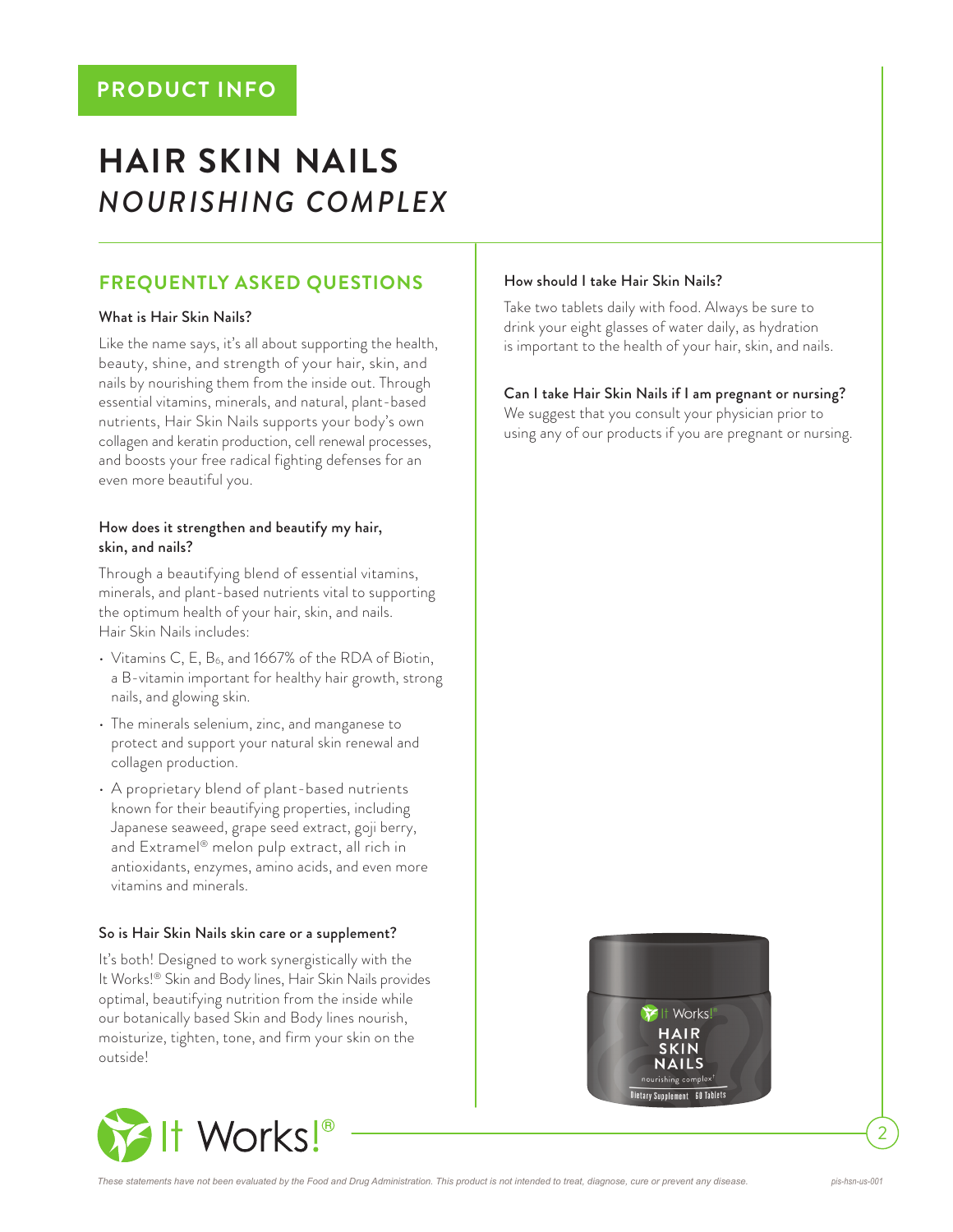PRODUCT INFO

# HAIR SKIN NAILS
*NOURISHING COMPLEX*

## FREQUENTLY ASKED QUESTIONS

### What is Hair Skin Nails?

Like the name says, it's all about supporting the health, beauty, shine, and strength of your hair, skin, and nails by nourishing them from the inside out. Through essential vitamins, minerals, and natural, plant-based nutrients, Hair Skin Nails supports your body's own collagen and keratin production, cell renewal processes, and boosts your free radical fighting defenses for an even more beautiful you.

### How does it strengthen and beautify my hair, skin, and nails?

Through a beautifying blend of essential vitamins, minerals, and plant-based nutrients vital to supporting the optimum health of your hair, skin, and nails. Hair Skin Nails includes:

- Vitamins C, E, $B_6$, and 1667% of the RDA of Biotin, a B-vitamin important for healthy hair growth, strong nails, and glowing skin.
- The minerals selenium, zinc, and manganese to protect and support your natural skin renewal and collagen production.
- A proprietary blend of plant-based nutrients known for their beautifying properties, including Japanese seaweed, grape seed extract, goji berry, and Extramel® melon pulp extract, all rich in antioxidants, enzymes, amino acids, and even more vitamins and minerals.

### So is Hair Skin Nails skin care or a supplement?

It's both! Designed to work synergistically with the It Works!® Skin and Body lines, Hair Skin Nails provides optimal, beautifying nutrition from the inside while our botanically based Skin and Body lines nourish, moisturize, tighten, tone, and firm your skin on the outside!

### How should I take Hair Skin Nails?

Take two tablets daily with food. Always be sure to drink your eight glasses of water daily, as hydration is important to the health of your hair, skin, and nails.

### Can I take Hair Skin Nails if I am pregnant or nursing?

We suggest that you consult your physician prior to using any of our products if you are pregnant or nursing.

*These statements have not been evaluated by the Food and Drug Administration. This product is not intended to treat, diagnose, cure or prevent any disease.*

pis-hsn-us-001